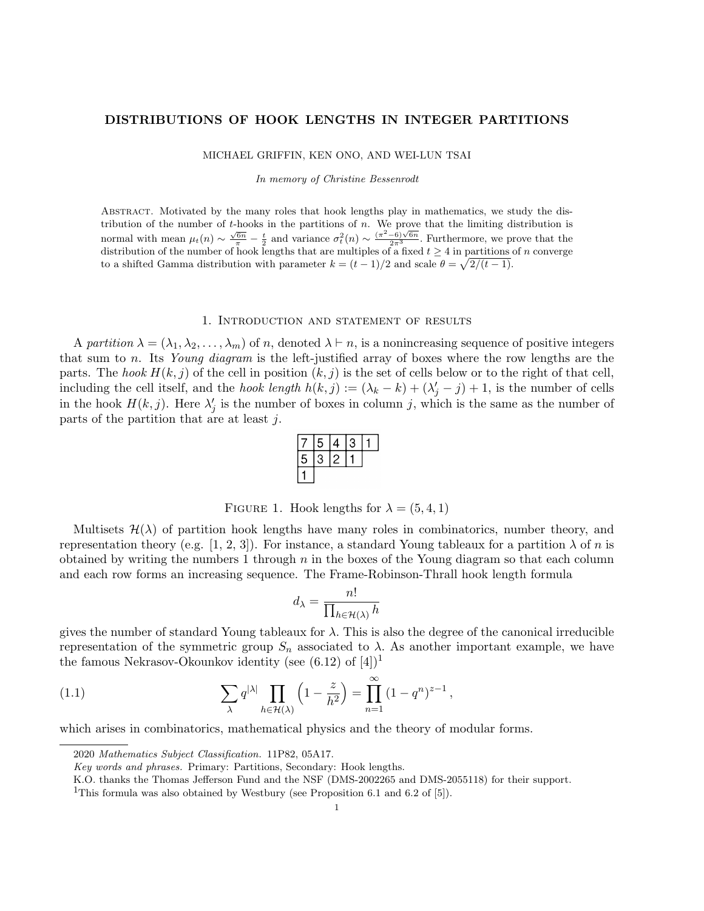# DISTRIBUTIONS OF HOOK LENGTHS IN INTEGER PARTITIONS

MICHAEL GRIFFIN, KEN ONO, AND WEI-LUN TSAI

*In memory of Christine Bessenrodt*

Abstract. Motivated by the many roles that hook lengths play in mathematics, we study the distribution of the number of $t$-hooks in the partitions of $n$. We prove that the limiting distribution is normal with mean $\mu_t(n) \sim \frac{\sqrt{6n}}{\pi} - \frac{t}{2}$ and variance $\sigma_t^2(n) \sim \frac{(\pi^2-6)\sqrt{6n}}{2\pi^3}$. Furthermore, we prove that the distribution of the number of hook lengths that are multiples of a fixed $t \geq 4$ in partitions of $n$ converge to a shifted Gamma distribution with parameter $k = (t-1)/2$ and scale $\theta = \sqrt{2/(t-1)}$.

## 1. Introduction and statement of results

A *partition* $\lambda = (\lambda_1, \lambda_2, \ldots, \lambda_m)$ of $n$, denoted $\lambda \vdash n$, is a nonincreasing sequence of positive integers that sum to $n$. Its *Young diagram* is the left-justified array of boxes where the row lengths are the parts. The *hook* $H(k, j)$ of the cell in position $(k, j)$ is the set of cells below or to the right of that cell, including the cell itself, and the *hook length* $h(k, j) := (\lambda_k - k) + (\lambda'_j - j) + 1$, is the number of cells in the hook $H(k, j)$. Here $\lambda'_j$ is the number of boxes in column $j$, which is the same as the number of parts of the partition that are at least $j$.

| 7 | 5 | 4 | 3 | 1 |
|---|---|---|---|---|
| 5 | 3 | 2 | 1 | |
| 1 | | | | |

Figure 1. Hook lengths for $\lambda = (5, 4, 1)$

Multisets $\mathcal{H}(\lambda)$ of partition hook lengths have many roles in combinatorics, number theory, and representation theory (e.g. [1, 2, 3]). For instance, a standard Young tableaux for a partition $\lambda$ of $n$ is obtained by writing the numbers 1 through $n$ in the boxes of the Young diagram so that each column and each row forms an increasing sequence. The Frame-Robinson-Thrall hook length formula

$$d_\lambda = \frac{n!}{\prod_{h \in \mathcal{H}(\lambda)} h}$$

gives the number of standard Young tableaux for $\lambda$. This is also the degree of the canonical irreducible representation of the symmetric group $S_n$ associated to $\lambda$. As another important example, we have the famous Nekrasov-Okounkov identity (see (6.12) of [4])[1]

$$\sum_{\lambda} q^{|\lambda|} \prod_{h \in \mathcal{H}(\lambda)} \left(1 - \frac{z}{h^2}\right) = \prod_{n=1}^{\infty} (1 - q^n)^{z-1}, \tag{1.1}$$

which arises in combinatorics, mathematical physics and the theory of modular forms.

2020 *Mathematics Subject Classification.* 11P82, 05A17.

*Key words and phrases.* Primary: Partitions, Secondary: Hook lengths.

K.O. thanks the Thomas Jefferson Fund and the NSF (DMS-2002265 and DMS-2055118) for their support.

[1] This formula was also obtained by Westbury (see Proposition 6.1 and 6.2 of [5]).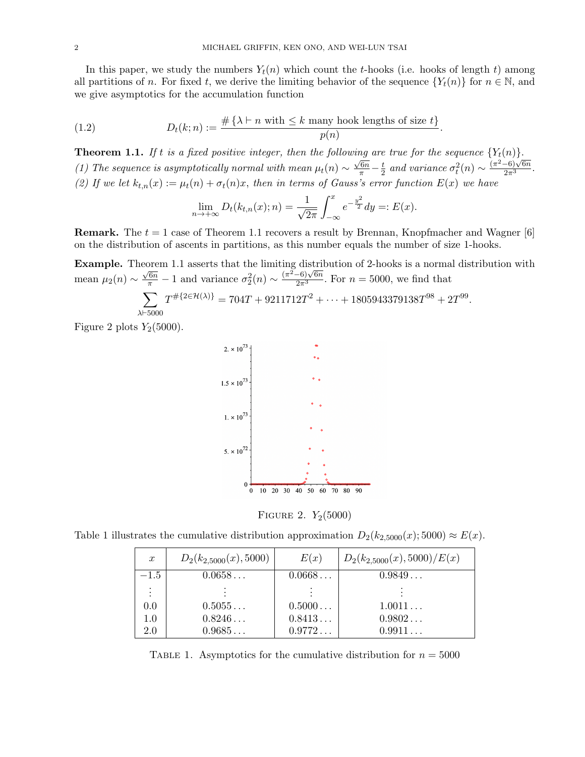In this paper, we study the numbers $Y_t(n)$ which count the $t$-hooks (i.e. hooks of length $t$) among all partitions of $n$. For fixed $t$, we derive the limiting behavior of the sequence $\{Y_t(n)\}$ for $n \in \mathbb{N}$, and we give asymptotics for the accumulation function

$$D_t(k;n) := \frac{\#\{\lambda \vdash n \text{ with } \leq k \text{ many hook lengths of size } t\}}{p(n)}. \tag{1.2}$$

**Theorem 1.1.** *If $t$ is a fixed positive integer, then the following are true for the sequence $\{Y_t(n)\}$.*
*(1) The sequence is asymptotically normal with mean $\mu_t(n) \sim \frac{\sqrt{6n}}{\pi} - \frac{t}{2}$ and variance $\sigma_t^2(n) \sim \frac{(\pi^2-6)\sqrt{6n}}{2\pi^3}$.*
*(2) If we let $k_{t,n}(x) := \mu_t(n) + \sigma_t(n)x$, then in terms of Gauss's error function $E(x)$ we have*

$$\lim_{n\to+\infty} D_t(k_{t,n}(x);n) = \frac{1}{\sqrt{2\pi}} \int_{-\infty}^{x} e^{-\frac{y^2}{2}} dy =: E(x).$$

**Remark.** The $t = 1$ case of Theorem 1.1 recovers a result by Brennan, Knopfmacher and Wagner [6] on the distribution of ascents in partitions, as this number equals the number of size 1-hooks.

**Example.** Theorem 1.1 asserts that the limiting distribution of 2-hooks is a normal distribution with mean $\mu_2(n) \sim \frac{\sqrt{6n}}{\pi} - 1$ and variance $\sigma_2^2(n) \sim \frac{(\pi^2-6)\sqrt{6n}}{2\pi^3}$. For $n = 5000$, we find that

$$\sum_{\lambda \vdash 5000} T^{\#\{2 \in \mathcal{H}(\lambda)\}} = 704T + 9211712T^2 + \cdots + 18059433791138T^{98} + 2T^{99}.$$

Figure 2 plots $Y_2(5000)$.

Figure 2. $Y_2(5000)$

Table 1 illustrates the cumulative distribution approximation $D_2(k_{2,5000}(x); 5000) \approx E(x)$.

| $x$ | $D_2(k_{2,5000}(x), 5000)$ | $E(x)$ | $D_2(k_{2,5000}(x), 5000)/E(x)$ |
|---|---|---|---|
| $-1.5$ | $0.0658\ldots$ | $0.0668\ldots$ | $0.9849\ldots$ |
| $\vdots$ | $\vdots$ | $\vdots$ | $\vdots$ |
| $0.0$ | $0.5055\ldots$ | $0.5000\ldots$ | $1.0011\ldots$ |
| $1.0$ | $0.8246\ldots$ | $0.8413\ldots$ | $0.9802\ldots$ |
| $2.0$ | $0.9685\ldots$ | $0.9772\ldots$ | $0.9911\ldots$ |

Table 1. Asymptotics for the cumulative distribution for $n = 5000$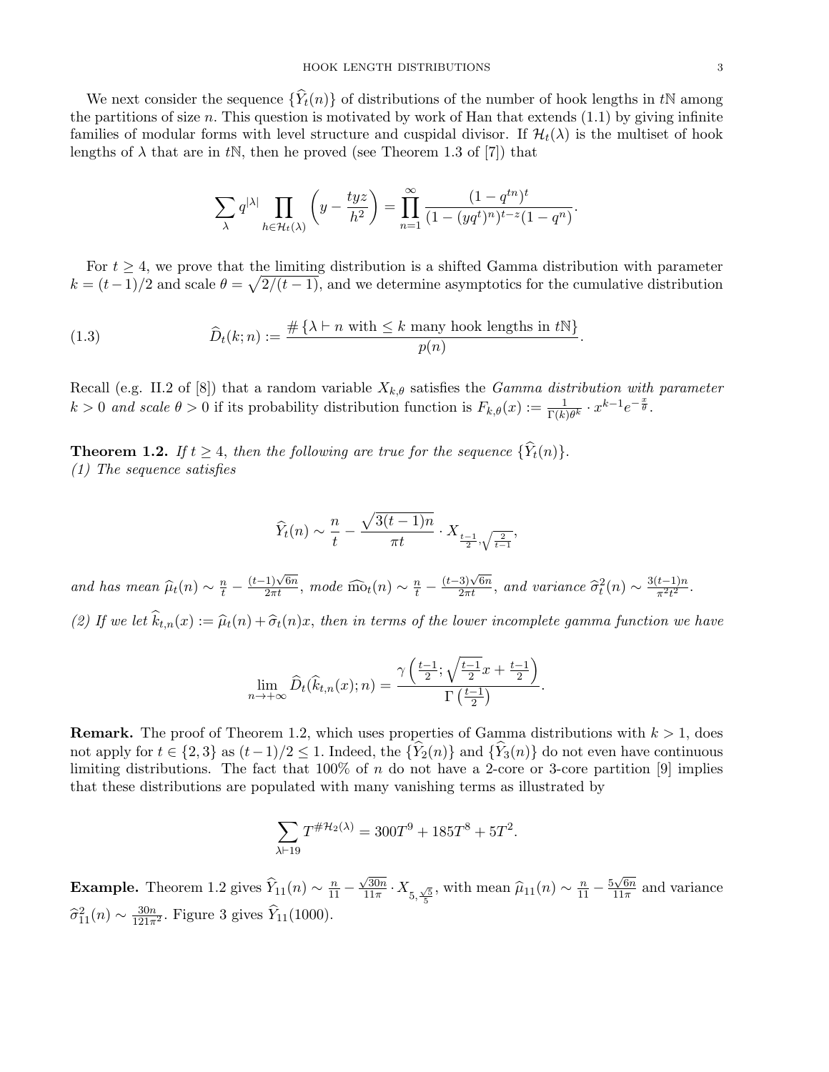We next consider the sequence $\{\widehat{Y}_t(n)\}$ of distributions of the number of hook lengths in $t\mathbb{N}$ among the partitions of size $n$. This question is motivated by work of Han that extends (1.1) by giving infinite families of modular forms with level structure and cuspidal divisor. If $\mathcal{H}_t(\lambda)$ is the multiset of hook lengths of $\lambda$ that are in $t\mathbb{N}$, then he proved (see Theorem 1.3 of [7]) that

$$\sum_{\lambda} q^{|\lambda|} \prod_{h \in \mathcal{H}_t(\lambda)} \left( y - \frac{tyz}{h^2} \right) = \prod_{n=1}^{\infty} \frac{(1-q^{tn})^t}{(1-(yq^t)^n)^{t-z}(1-q^n)}.$$

For $t \geq 4$, we prove that the limiting distribution is a shifted Gamma distribution with parameter $k = (t-1)/2$ and scale $\theta = \sqrt{2/(t-1)}$, and we determine asymptotics for the cumulative distribution

$$\widehat{D}_t(k;n) := \frac{\#\{\lambda \vdash n \text{ with } \leq k \text{ many hook lengths in } t\mathbb{N}\}}{p(n)}. \tag{1.3}$$

Recall (e.g. II.2 of [8]) that a random variable $X_{k,\theta}$ satisfies the *Gamma distribution with parameter $k > 0$ and scale $\theta > 0$* if its probability distribution function is $F_{k,\theta}(x) := \frac{1}{\Gamma(k)\theta^k} \cdot x^{k-1} e^{-\frac{x}{\theta}}$.

**Theorem 1.2.** *If $t \geq 4$, then the following are true for the sequence $\{\widehat{Y}_t(n)\}$.*
*(1) The sequence satisfies*

$$\widehat{Y}_t(n) \sim \frac{n}{t} - \frac{\sqrt{3(t-1)n}}{\pi t} \cdot X_{\frac{t-1}{2}, \sqrt{\frac{2}{t-1}}},$$

*and has mean $\widehat{\mu}_t(n) \sim \frac{n}{t} - \frac{(t-1)\sqrt{6n}}{2\pi t}$, mode $\widehat{\mathrm{mo}}_t(n) \sim \frac{n}{t} - \frac{(t-3)\sqrt{6n}}{2\pi t}$, and variance $\widehat{\sigma}_t^2(n) \sim \frac{3(t-1)n}{\pi^2 t^2}$.*

*(2) If we let $\widehat{k}_{t,n}(x) := \widehat{\mu}_t(n) + \widehat{\sigma}_t(n)x$, then in terms of the lower incomplete gamma function we have*

$$\lim_{n \to +\infty} \widehat{D}_t(\widehat{k}_{t,n}(x); n) = \frac{\gamma\left(\frac{t-1}{2}; \sqrt{\frac{t-1}{2}}x + \frac{t-1}{2}\right)}{\Gamma\left(\frac{t-1}{2}\right)}.$$

**Remark.** The proof of Theorem 1.2, which uses properties of Gamma distributions with $k > 1$, does not apply for $t \in \{2, 3\}$ as $(t-1)/2 \leq 1$. Indeed, the $\{\widehat{Y}_2(n)\}$ and $\{\widehat{Y}_3(n)\}$ do not even have continuous limiting distributions. The fact that 100% of $n$ do not have a 2-core or 3-core partition [9] implies that these distributions are populated with many vanishing terms as illustrated by

$$\sum_{\lambda \vdash 19} T^{\#\mathcal{H}_2(\lambda)} = 300T^9 + 185T^8 + 5T^2.$$

**Example.** Theorem 1.2 gives $\widehat{Y}_{11}(n) \sim \frac{n}{11} - \frac{\sqrt{30n}}{11\pi} \cdot X_{5, \frac{\sqrt{5}}{5}}$, with mean $\widehat{\mu}_{11}(n) \sim \frac{n}{11} - \frac{5\sqrt{6n}}{11\pi}$ and variance $\widehat{\sigma}_{11}^2(n) \sim \frac{30n}{121\pi^2}$. Figure 3 gives $\widehat{Y}_{11}(1000)$.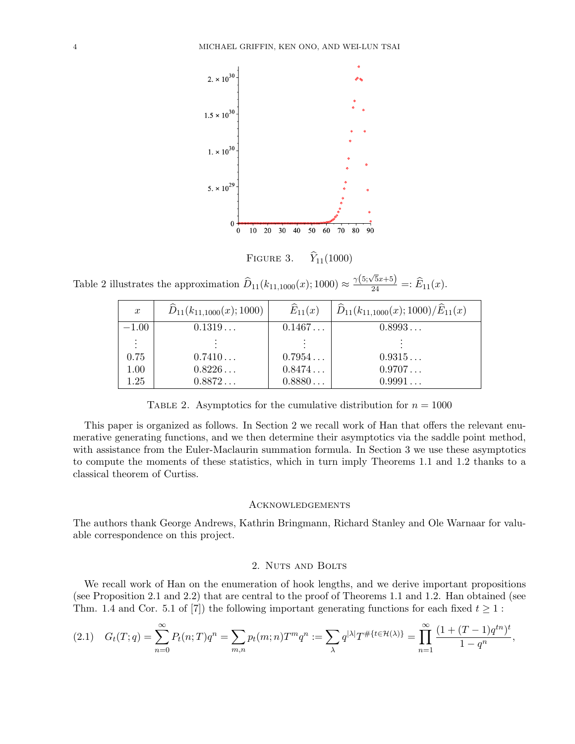FIGURE 3. $\widehat{Y}_{11}(1000)$

Table 2 illustrates the approximation $\widehat{D}_{11}(k_{11,1000}(x);1000) \approx \frac{\gamma(5;\sqrt{5}x+5)}{24} =: \widehat{E}_{11}(x)$.

| $x$ | $\widehat{D}_{11}(k_{11,1000}(x);1000)$ | $\widehat{E}_{11}(x)$ | $\widehat{D}_{11}(k_{11,1000}(x);1000)/\widehat{E}_{11}(x)$ |
|---|---|---|---|
| $-1.00$ | $0.1319\ldots$ | $0.1467\ldots$ | $0.8993\ldots$ |
| $\vdots$ | $\vdots$ | $\vdots$ | $\vdots$ |
| $0.75$ | $0.7410\ldots$ | $0.7954\ldots$ | $0.9315\ldots$ |
| $1.00$ | $0.8226\ldots$ | $0.8474\ldots$ | $0.9707\ldots$ |
| $1.25$ | $0.8872\ldots$ | $0.8880\ldots$ | $0.9991\ldots$ |

TABLE 2. Asymptotics for the cumulative distribution for $n = 1000$

This paper is organized as follows. In Section 2 we recall work of Han that offers the relevant enumerative generating functions, and we then determine their asymptotics via the saddle point method, with assistance from the Euler-Maclaurin summation formula. In Section 3 we use these asymptotics to compute the moments of these statistics, which in turn imply Theorems 1.1 and 1.2 thanks to a classical theorem of Curtiss.

## Acknowledgements

The authors thank George Andrews, Kathrin Bringmann, Richard Stanley and Ole Warnaar for valuable correspondence on this project.

## 2. Nuts and Bolts

We recall work of Han on the enumeration of hook lengths, and we derive important propositions (see Proposition 2.1 and 2.2) that are central to the proof of Theorems 1.1 and 1.2. Han obtained (see Thm. 1.4 and Cor. 5.1 of [7]) the following important generating functions for each fixed $t \geq 1$ :

$$G_t(T;q) = \sum_{n=0}^{\infty} P_t(n;T)q^n = \sum_{m,n} p_t(m;n)T^m q^n := \sum_{\lambda} q^{|\lambda|} T^{\#\{t \in \mathcal{H}(\lambda)\}} = \prod_{n=1}^{\infty} \frac{(1+(T-1)q^{tn})^t}{1-q^n}, \tag{2.1}$$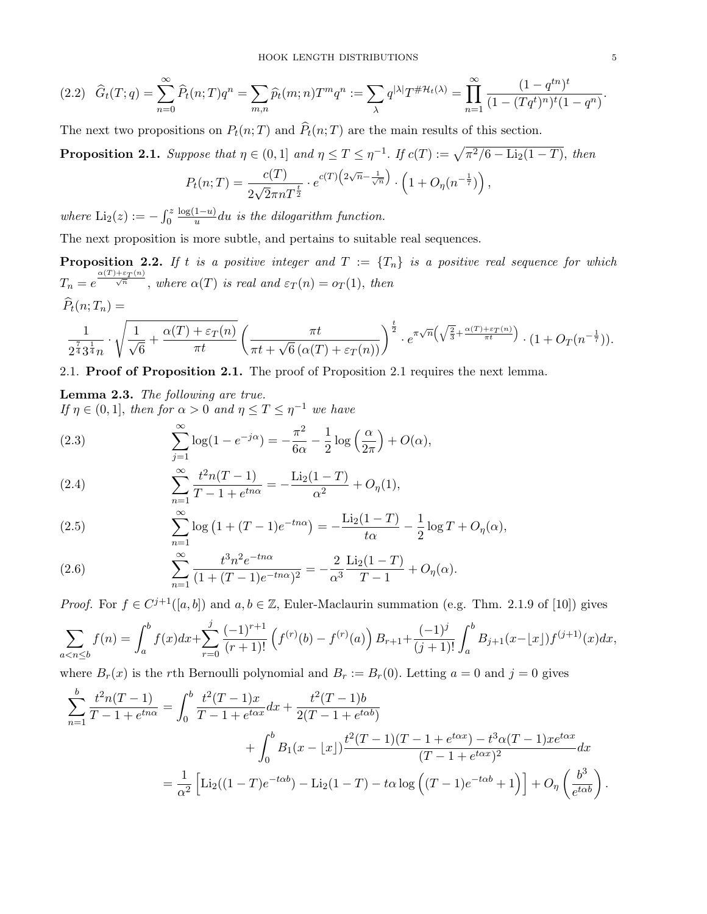$$(2.2)\quad \widehat{G}_t(T;q)=\sum_{n=0}^{\infty}\widehat{P}_t(n;T)q^n=\sum_{m,n}\widehat{p}_t(m;n)T^mq^n:=\sum_{\lambda}q^{|\lambda|}T^{\#\mathcal{H}_t(\lambda)}=\prod_{n=1}^{\infty}\frac{(1-q^{tn})^t}{(1-(Tq^t)^n)^t(1-q^n)}.$$

The next two propositions on $P_t(n;T)$ and $\widehat{P}_t(n;T)$ are the main results of this section.

**Proposition 2.1.** *Suppose that $\eta\in(0,1]$ and $\eta\le T\le\eta^{-1}$. If $c(T):=\sqrt{\pi^2/6-\mathrm{Li}_2(1-T)}$, then*

$$P_t(n;T)=\frac{c(T)}{2\sqrt{2}\pi nT^{\frac{t}{2}}}\cdot e^{c(T)\left(2\sqrt{n}-\frac{1}{\sqrt{n}}\right)}\cdot\left(1+O_\eta(n^{-\frac{1}{7}})\right),$$

*where $\mathrm{Li}_2(z):=-\int_0^z\frac{\log(1-u)}{u}du$ is the dilogarithm function.*

The next proposition is more subtle, and pertains to suitable real sequences.

**Proposition 2.2.** *If $t$ is a positive integer and $T:=\{T_n\}$ is a positive real sequence for which $T_n=e^{\frac{\alpha(T)+\varepsilon_T(n)}{\sqrt{n}}}$, where $\alpha(T)$ is real and $\varepsilon_T(n)=o_T(1)$, then*

$\widehat{P}_t(n;T_n)=$

$$\frac{1}{2^{\frac{7}{4}}3^{\frac{1}{4}}n}\cdot\sqrt{\frac{1}{\sqrt{6}}+\frac{\alpha(T)+\varepsilon_T(n)}{\pi t}}\left(\frac{\pi t}{\pi t+\sqrt{6}\left(\alpha(T)+\varepsilon_T(n)\right)}\right)^{\frac{t}{2}}\cdot e^{\pi\sqrt{n}\left(\sqrt{\frac{2}{3}}+\frac{\alpha(T)+\varepsilon_T(n)}{\pi t}\right)}\cdot(1+O_T(n^{-\frac{1}{7}})).$$

## 2.1. Proof of Proposition 2.1.

The proof of Proposition 2.1 requires the next lemma.

**Lemma 2.3.** *The following are true.*
*If $\eta\in(0,1]$, then for $\alpha>0$ and $\eta\le T\le\eta^{-1}$ we have*

$$\sum_{j=1}^{\infty}\log(1-e^{-j\alpha})=-\frac{\pi^2}{6\alpha}-\frac{1}{2}\log\left(\frac{\alpha}{2\pi}\right)+O(\alpha),\tag{2.3}$$

$$\sum_{n=1}^{\infty}\frac{t^2n(T-1)}{T-1+e^{tn\alpha}}=-\frac{\mathrm{Li}_2(1-T)}{\alpha^2}+O_\eta(1),\tag{2.4}$$

$$\sum_{n=1}^{\infty}\log\left(1+(T-1)e^{-tn\alpha}\right)=-\frac{\mathrm{Li}_2(1-T)}{t\alpha}-\frac{1}{2}\log T+O_\eta(\alpha),\tag{2.5}$$

$$\sum_{n=1}^{\infty}\frac{t^3n^2e^{-tn\alpha}}{(1+(T-1)e^{-tn\alpha})^2}=-\frac{2}{\alpha^3}\frac{\mathrm{Li}_2(1-T)}{T-1}+O_\eta(\alpha).\tag{2.6}$$

*Proof.* For $f\in C^{j+1}([a,b])$ and $a,b\in\mathbb{Z}$, Euler-Maclaurin summation (e.g. Thm. 2.1.9 of [10]) gives

$$\sum_{a<n\le b}f(n)=\int_a^bf(x)dx+\sum_{r=0}^{j}\frac{(-1)^{r+1}}{(r+1)!}\left(f^{(r)}(b)-f^{(r)}(a)\right)B_{r+1}+\frac{(-1)^j}{(j+1)!}\int_a^bB_{j+1}(x-\lfloor x\rfloor)f^{(j+1)}(x)dx,$$

where $B_r(x)$ is the $r$th Bernoulli polynomial and $B_r:=B_r(0)$. Letting $a=0$ and $j=0$ gives

$$\begin{aligned}\sum_{n=1}^{b}\frac{t^2n(T-1)}{T-1+e^{tn\alpha}}&=\int_0^b\frac{t^2(T-1)x}{T-1+e^{t\alpha x}}dx+\frac{t^2(T-1)b}{2(T-1+e^{t\alpha b})}\\&\quad+\int_0^bB_1(x-\lfloor x\rfloor)\frac{t^2(T-1)(T-1+e^{t\alpha x})-t^3\alpha(T-1)xe^{t\alpha x}}{(T-1+e^{t\alpha x})^2}dx\\&=\frac{1}{\alpha^2}\left[\mathrm{Li}_2((1-T)e^{-t\alpha b})-\mathrm{Li}_2(1-T)-t\alpha\log\left((T-1)e^{-t\alpha b}+1\right)\right]+O_\eta\left(\frac{b^3}{e^{t\alpha b}}\right).\end{aligned}$$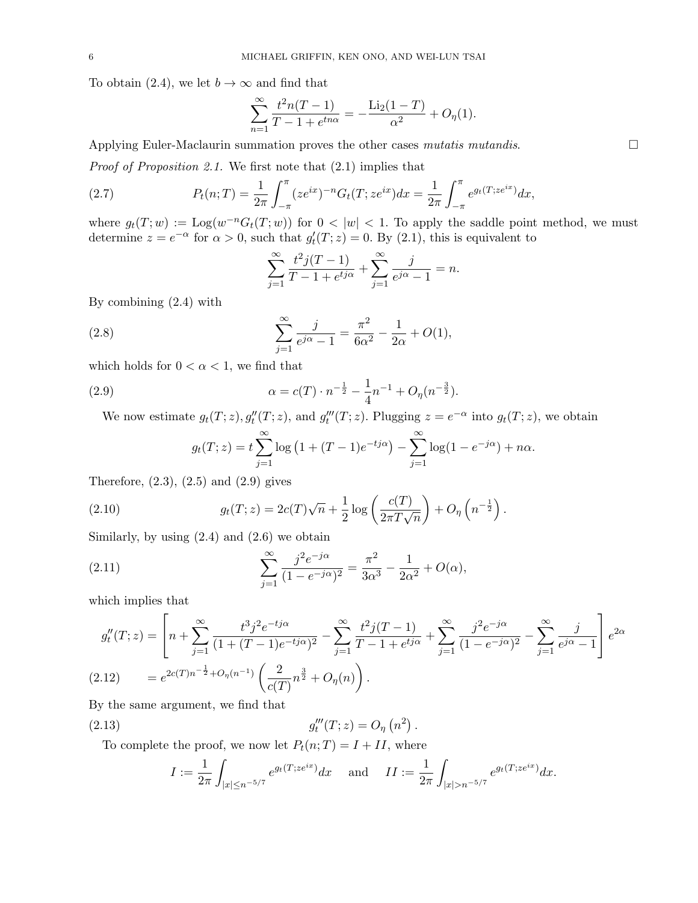To obtain (2.4), we let $b \to \infty$ and find that

$$\sum_{n=1}^{\infty} \frac{t^2 n(T-1)}{T-1+e^{tn\alpha}} = -\frac{\mathrm{Li}_2(1-T)}{\alpha^2} + O_\eta(1).$$

Applying Euler-Maclaurin summation proves the other cases *mutatis mutandis.* $\square$

*Proof of Proposition 2.1.* We first note that (2.1) implies that

$$P_t(n;T) = \frac{1}{2\pi}\int_{-\pi}^{\pi} (ze^{ix})^{-n} G_t(T; ze^{ix}) dx = \frac{1}{2\pi}\int_{-\pi}^{\pi} e^{g_t(T;ze^{ix})} dx, \tag{2.7}$$

where $g_t(T;w) := \mathrm{Log}(w^{-n}G_t(T;w))$ for $0 < |w| < 1$. To apply the saddle point method, we must determine $z = e^{-\alpha}$ for $\alpha > 0$, such that $g_t'(T;z) = 0$. By (2.1), this is equivalent to

$$\sum_{j=1}^{\infty} \frac{t^2 j(T-1)}{T-1+e^{tj\alpha}} + \sum_{j=1}^{\infty} \frac{j}{e^{j\alpha}-1} = n.$$

By combining (2.4) with

$$\sum_{j=1}^{\infty} \frac{j}{e^{j\alpha}-1} = \frac{\pi^2}{6\alpha^2} - \frac{1}{2\alpha} + O(1), \tag{2.8}$$

which holds for $0 < \alpha < 1$, we find that

$$\alpha = c(T) \cdot n^{-\frac{1}{2}} - \frac{1}{4} n^{-1} + O_\eta(n^{-\frac{3}{2}}). \tag{2.9}$$

We now estimate $g_t(T;z), g_t''(T;z)$, and $g_t'''(T;z)$. Plugging $z = e^{-\alpha}$ into $g_t(T;z)$, we obtain

$$g_t(T;z) = t\sum_{j=1}^{\infty} \log\left(1 + (T-1)e^{-tj\alpha}\right) - \sum_{j=1}^{\infty} \log(1-e^{-j\alpha}) + n\alpha.$$

Therefore, (2.3), (2.5) and (2.9) gives

$$g_t(T;z) = 2c(T)\sqrt{n} + \frac{1}{2}\log\left(\frac{c(T)}{2\pi T\sqrt{n}}\right) + O_\eta\left(n^{-\frac{1}{2}}\right). \tag{2.10}$$

Similarly, by using (2.4) and (2.6) we obtain

$$\sum_{j=1}^{\infty} \frac{j^2 e^{-j\alpha}}{(1-e^{-j\alpha})^2} = \frac{\pi^2}{3\alpha^3} - \frac{1}{2\alpha^2} + O(\alpha), \tag{2.11}$$

which implies that

$$\begin{aligned} g_t''(T;z) &= \left[ n + \sum_{j=1}^{\infty} \frac{t^3 j^2 e^{-tj\alpha}}{(1+(T-1)e^{-tj\alpha})^2} - \sum_{j=1}^{\infty} \frac{t^2 j(T-1)}{T-1+e^{tj\alpha}} + \sum_{j=1}^{\infty} \frac{j^2 e^{-j\alpha}}{(1-e^{-j\alpha})^2} - \sum_{j=1}^{\infty} \frac{j}{e^{j\alpha}-1} \right] e^{2\alpha} \\ &= e^{2c(T)n^{-\frac{1}{2}} + O_\eta(n^{-1})} \left( \frac{2}{c(T)} n^{\frac{3}{2}} + O_\eta(n) \right). \end{aligned} \tag{2.12}$$

By the same argument, we find that

$$g_t'''(T;z) = O_\eta\left(n^2\right). \tag{2.13}$$

To complete the proof, we now let $P_t(n;T) = I + II$, where

$$I := \frac{1}{2\pi}\int_{|x| \le n^{-5/7}} e^{g_t(T;ze^{ix})} dx \quad \text{and} \quad II := \frac{1}{2\pi}\int_{|x| > n^{-5/7}} e^{g_t(T;ze^{ix})} dx.$$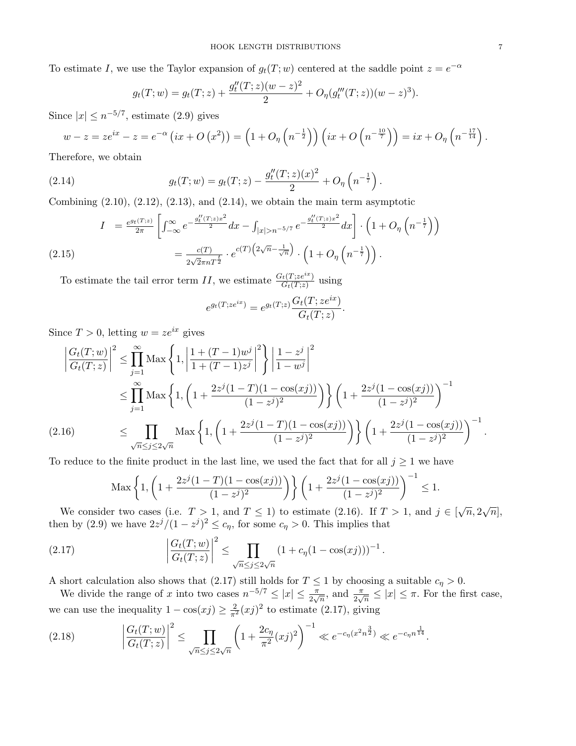To estimate $I$, we use the Taylor expansion of $g_t(T;w)$ centered at the saddle point $z = e^{-\alpha}$

$$g_t(T;w) = g_t(T;z) + \frac{g_t''(T;z)(w-z)^2}{2} + O_\eta(g_t'''(T;z))(w-z)^3).$$

Since $|x| \leq n^{-5/7}$, estimate (2.9) gives

$$w - z = ze^{ix} - z = e^{-\alpha}\left(ix + O\left(x^2\right)\right) = \left(1 + O_\eta\left(n^{-\frac{1}{2}}\right)\right)\left(ix + O\left(n^{-\frac{10}{7}}\right)\right) = ix + O_\eta\left(n^{-\frac{17}{14}}\right).$$

Therefore, we obtain

$$g_t(T;w) = g_t(T;z) - \frac{g_t''(T;z)(x)^2}{2} + O_\eta\left(n^{-\frac{1}{7}}\right). \tag{2.14}$$

Combining (2.10), (2.12), (2.13), and (2.14), we obtain the main term asymptotic

$$\begin{aligned} I &= \frac{e^{g_t(T;z)}}{2\pi}\left[\int_{-\infty}^{\infty} e^{-\frac{g_t''(T;z)x^2}{2}}dx - \int_{|x|>n^{-5/7}} e^{-\frac{g_t''(T;z)x^2}{2}}dx\right]\cdot\left(1 + O_\eta\left(n^{-\frac{1}{7}}\right)\right) \\ &= \frac{c(T)}{2\sqrt{2}\pi n T^{\frac{t}{2}}} \cdot e^{c(T)\left(2\sqrt{n} - \frac{1}{\sqrt{n}}\right)} \cdot \left(1 + O_\eta\left(n^{-\frac{1}{7}}\right)\right). \end{aligned} \tag{2.15}$$

To estimate the tail error term $II$, we estimate $\frac{G_t(T;ze^{ix})}{G_t(T;z)}$ using

$$e^{g_t(T;ze^{ix})} = e^{g_t(T;z)}\frac{G_t(T;ze^{ix})}{G_t(T;z)}.$$

Since $T > 0$, letting $w = ze^{ix}$ gives

$$\begin{aligned} \left|\frac{G_t(T;w)}{G_t(T;z)}\right|^2 &\leq \prod_{j=1}^{\infty} \mathrm{Max}\left\{1, \left|\frac{1+(T-1)w^j}{1+(T-1)z^j}\right|^2\right\}\left|\frac{1-z^j}{1-w^j}\right|^2 \\ &\leq \prod_{j=1}^{\infty} \mathrm{Max}\left\{1, \left(1 + \frac{2z^j(1-T)(1-\cos(xj))}{(1-z^j)^2}\right)\right\}\left(1 + \frac{2z^j(1-\cos(xj))}{(1-z^j)^2}\right)^{-1} \\ &\leq \prod_{\sqrt{n}\leq j\leq 2\sqrt{n}} \mathrm{Max}\left\{1, \left(1 + \frac{2z^j(1-T)(1-\cos(xj))}{(1-z^j)^2}\right)\right\}\left(1 + \frac{2z^j(1-\cos(xj))}{(1-z^j)^2}\right)^{-1}. \end{aligned} \tag{2.16}$$

To reduce to the finite product in the last line, we used the fact that for all $j \geq 1$ we have

$$\mathrm{Max}\left\{1, \left(1 + \frac{2z^j(1-T)(1-\cos(xj))}{(1-z^j)^2}\right)\right\}\left(1 + \frac{2z^j(1-\cos(xj))}{(1-z^j)^2}\right)^{-1} \leq 1.$$

We consider two cases (i.e. $T > 1$, and $T \leq 1$) to estimate (2.16). If $T > 1$, and $j \in [\sqrt{n}, 2\sqrt{n}]$, then by (2.9) we have $2z^j/(1-z^j)^2 \leq c_\eta$, for some $c_\eta > 0$. This implies that

$$\left|\frac{G_t(T;w)}{G_t(T;z)}\right|^2 \leq \prod_{\sqrt{n}\leq j\leq 2\sqrt{n}} \left(1 + c_\eta(1-\cos(xj))\right)^{-1}. \tag{2.17}$$

A short calculation also shows that (2.17) still holds for $T \leq 1$ by choosing a suitable $c_\eta > 0$.

We divide the range of $x$ into two cases $n^{-5/7} \leq |x| \leq \frac{\pi}{2\sqrt{n}}$, and $\frac{\pi}{2\sqrt{n}} \leq |x| \leq \pi$. For the first case, we can use the inequality $1 - \cos(xj) \geq \frac{2}{\pi^2}(xj)^2$ to estimate (2.17), giving

$$\left|\frac{G_t(T;w)}{G_t(T;z)}\right|^2 \leq \prod_{\sqrt{n}\leq j\leq 2\sqrt{n}} \left(1 + \frac{2c_\eta}{\pi^2}(xj)^2\right)^{-1} \ll e^{-c_\eta(x^2 n^{\frac{3}{2}})} \ll e^{-c_\eta n^{\frac{1}{14}}}. \tag{2.18}$$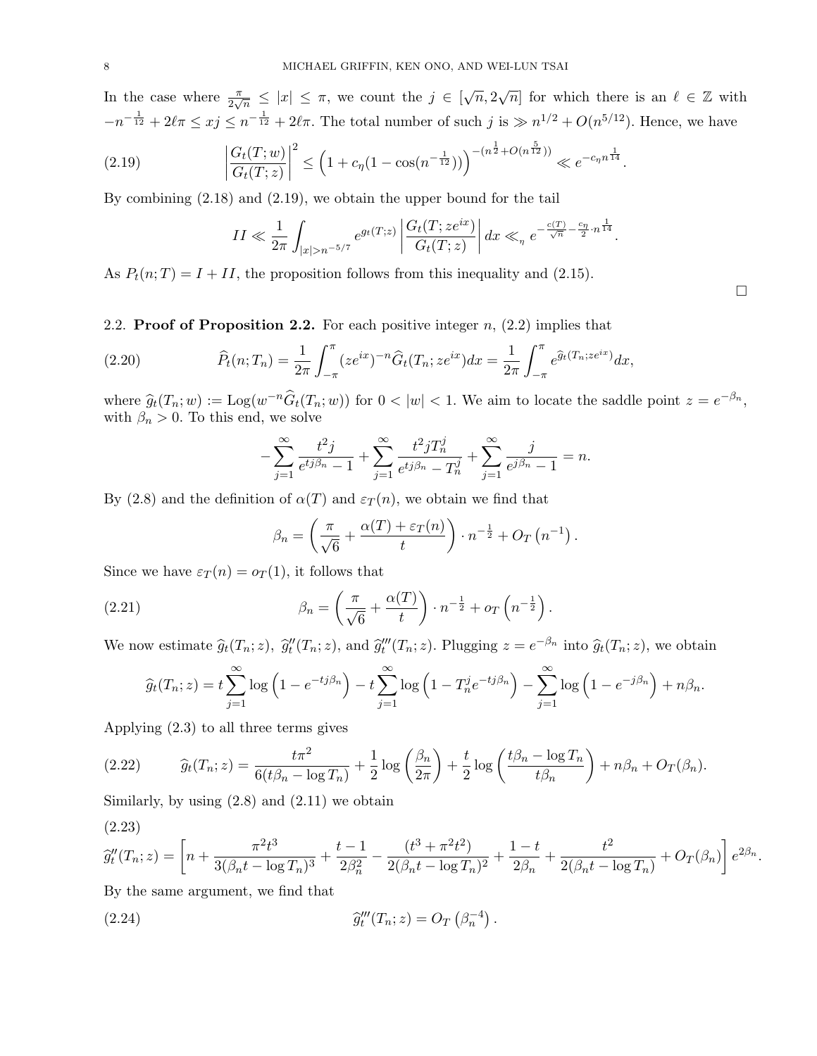In the case where $\frac{\pi}{2\sqrt{n}} \leq |x| \leq \pi$, we count the $j \in [\sqrt{n}, 2\sqrt{n}]$ for which there is an $\ell \in \mathbb{Z}$ with $-n^{-\frac{1}{12}} + 2\ell\pi \leq xj \leq n^{-\frac{1}{12}} + 2\ell\pi$. The total number of such $j$ is $\gg n^{1/2} + O(n^{5/12})$. Hence, we have

$$\left|\frac{G_t(T;w)}{G_t(T;z)}\right|^2 \leq \left(1 + c_\eta(1 - \cos(n^{-\frac{1}{12}}))\right)^{-(n^{\frac{1}{2}} + O(n^{\frac{5}{12}}))} \ll e^{-c_\eta n^{\frac{1}{14}}}. \tag{2.19}$$

By combining (2.18) and (2.19), we obtain the upper bound for the tail

$$II \ll \frac{1}{2\pi}\int_{|x|>n^{-5/7}} e^{g_t(T;z)} \left|\frac{G_t(T;ze^{ix})}{G_t(T;z)}\right| dx \ll_\eta e^{-\frac{c(T)}{\sqrt{n}} - \frac{c_\eta}{2}\cdot n^{\frac{1}{14}}}.$$

As $P_t(n;T) = I + II$, the proposition follows from this inequality and (2.15).

□

## 2.2. Proof of Proposition 2.2.

For each positive integer $n$, (2.2) implies that

$$\widehat{P}_t(n;T_n) = \frac{1}{2\pi}\int_{-\pi}^{\pi} (ze^{ix})^{-n}\widehat{G}_t(T_n;ze^{ix})dx = \frac{1}{2\pi}\int_{-\pi}^{\pi} e^{\widehat{g}_t(T_n;ze^{ix})}dx, \tag{2.20}$$

where $\widehat{g}_t(T_n;w) := \mathrm{Log}(w^{-n}\widehat{G}_t(T_n;w))$ for $0 < |w| < 1$. We aim to locate the saddle point $z = e^{-\beta_n}$, with $\beta_n > 0$. To this end, we solve

$$-\sum_{j=1}^{\infty} \frac{t^2 j}{e^{tj\beta_n} - 1} + \sum_{j=1}^{\infty} \frac{t^2 j T_n^j}{e^{tj\beta_n} - T_n^j} + \sum_{j=1}^{\infty} \frac{j}{e^{j\beta_n} - 1} = n.$$

By (2.8) and the definition of $\alpha(T)$ and $\varepsilon_T(n)$, we obtain we find that

$$\beta_n = \left(\frac{\pi}{\sqrt{6}} + \frac{\alpha(T) + \varepsilon_T(n)}{t}\right) \cdot n^{-\frac{1}{2}} + O_T\left(n^{-1}\right).$$

Since we have $\varepsilon_T(n) = o_T(1)$, it follows that

$$\beta_n = \left(\frac{\pi}{\sqrt{6}} + \frac{\alpha(T)}{t}\right) \cdot n^{-\frac{1}{2}} + o_T\left(n^{-\frac{1}{2}}\right). \tag{2.21}$$

We now estimate $\widehat{g}_t(T_n;z)$, $\widehat{g}_t''(T_n;z)$, and $\widehat{g}_t'''(T_n;z)$. Plugging $z = e^{-\beta_n}$ into $\widehat{g}_t(T_n;z)$, we obtain

$$\widehat{g}_t(T_n;z) = t\sum_{j=1}^{\infty} \log\left(1 - e^{-tj\beta_n}\right) - t\sum_{j=1}^{\infty} \log\left(1 - T_n^j e^{-tj\beta_n}\right) - \sum_{j=1}^{\infty} \log\left(1 - e^{-j\beta_n}\right) + n\beta_n.$$

Applying (2.3) to all three terms gives

$$\widehat{g}_t(T_n;z) = \frac{t\pi^2}{6(t\beta_n - \log T_n)} + \frac{1}{2}\log\left(\frac{\beta_n}{2\pi}\right) + \frac{t}{2}\log\left(\frac{t\beta_n - \log T_n}{t\beta_n}\right) + n\beta_n + O_T(\beta_n). \tag{2.22}$$

Similarly, by using (2.8) and (2.11) we obtain

$$\widehat{g}_t''(T_n;z) = \left[n + \frac{\pi^2 t^3}{3(\beta_n t - \log T_n)^3} + \frac{t-1}{2\beta_n^2} - \frac{(t^3 + \pi^2 t^2)}{2(\beta_n t - \log T_n)^2} + \frac{1-t}{2\beta_n} + \frac{t^2}{2(\beta_n t - \log T_n)} + O_T(\beta_n)\right] e^{2\beta_n}. \tag{2.23}$$

By the same argument, we find that

$$\widehat{g}_t'''(T_n;z) = O_T\left(\beta_n^{-4}\right). \tag{2.24}$$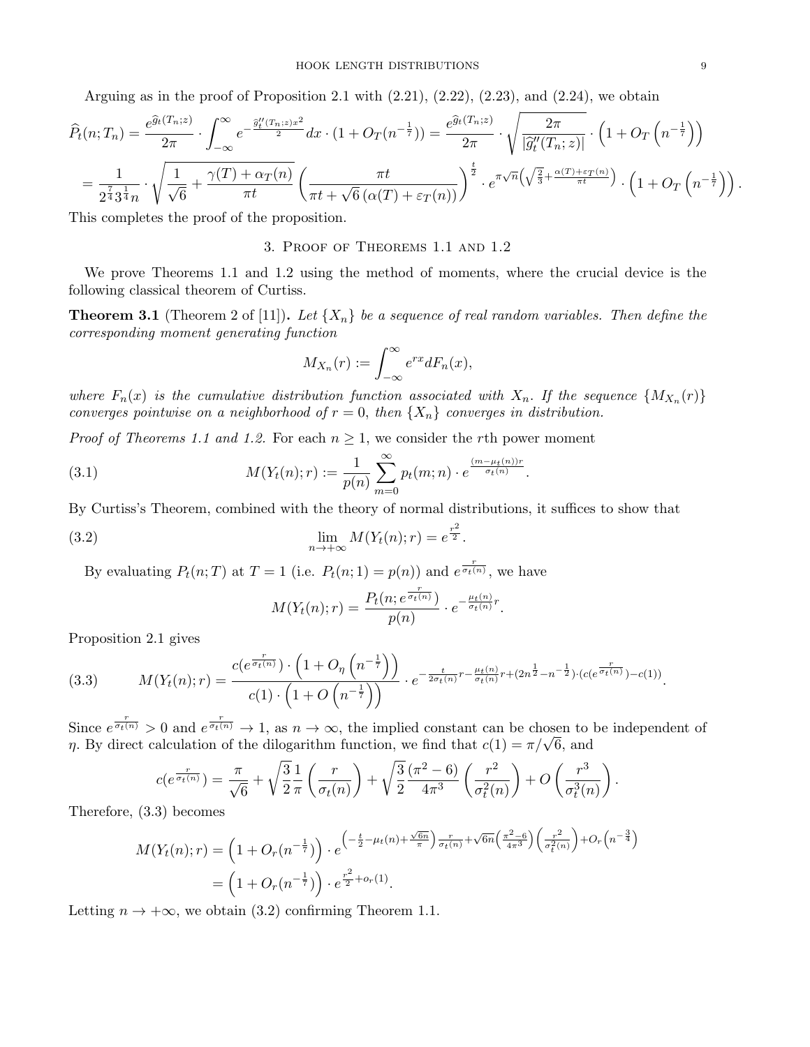Arguing as in the proof of Proposition 2.1 with (2.21), (2.22), (2.23), and (2.24), we obtain

$$\widehat{P}_t(n;T_n) = \frac{e^{\widehat{g}_t(T_n;z)}}{2\pi} \cdot \int_{-\infty}^{\infty} e^{-\frac{\widehat{g}_t''(T_n;z)x^2}{2}} dx \cdot (1 + O_T(n^{-\frac{1}{7}})) = \frac{e^{\widehat{g}_t(T_n;z)}}{2\pi} \cdot \sqrt{\frac{2\pi}{|\widehat{g}_t''(T_n;z)|}} \cdot \left(1 + O_T\left(n^{-\frac{1}{7}}\right)\right)$$

$$= \frac{1}{2^{\frac{7}{4}} 3^{\frac{1}{4}} n} \cdot \sqrt{\frac{1}{\sqrt{6}} + \frac{\gamma(T) + \alpha_T(n)}{\pi t}} \left(\frac{\pi t}{\pi t + \sqrt{6}\left(\alpha(T) + \varepsilon_T(n)\right)}\right)^{\frac{t}{2}} \cdot e^{\pi\sqrt{n}\left(\sqrt{\frac{2}{3}} + \frac{\alpha(T) + \varepsilon_T(n)}{\pi t}\right)} \cdot \left(1 + O_T\left(n^{-\frac{1}{7}}\right)\right).$$

This completes the proof of the proposition.

## 3. Proof of Theorems 1.1 and 1.2

We prove Theorems 1.1 and 1.2 using the method of moments, where the crucial device is the following classical theorem of Curtiss.

**Theorem 3.1** (Theorem 2 of [11])**.** *Let $\{X_n\}$ be a sequence of real random variables. Then define the corresponding moment generating function*

$$M_{X_n}(r) := \int_{-\infty}^{\infty} e^{rx} dF_n(x),$$

*where $F_n(x)$ is the cumulative distribution function associated with $X_n$. If the sequence $\{M_{X_n}(r)\}$ converges pointwise on a neighborhood of $r = 0$, then $\{X_n\}$ converges in distribution.*

*Proof of Theorems 1.1 and 1.2.* For each $n \geq 1$, we consider the $r$th power moment

$$M(Y_t(n);r) := \frac{1}{p(n)} \sum_{m=0}^{\infty} p_t(m;n) \cdot e^{\frac{(m-\mu_t(n))r}{\sigma_t(n)}}. \tag{3.1}$$

By Curtiss's Theorem, combined with the theory of normal distributions, it suffices to show that

$$\lim_{n\to+\infty} M(Y_t(n);r) = e^{\frac{r^2}{2}}. \tag{3.2}$$

By evaluating $P_t(n;T)$ at $T = 1$ (i.e. $P_t(n;1) = p(n)$) and $e^{\frac{r}{\sigma_t(n)}}$, we have

$$M(Y_t(n);r) = \frac{P_t(n; e^{\frac{r}{\sigma_t(n)}})}{p(n)} \cdot e^{-\frac{\mu_t(n)}{\sigma_t(n)}r}.$$

Proposition 2.1 gives

$$M(Y_t(n);r) = \frac{c(e^{\frac{r}{\sigma_t(n)}}) \cdot \left(1 + O_\eta\left(n^{-\frac{1}{7}}\right)\right)}{c(1) \cdot \left(1 + O\left(n^{-\frac{1}{7}}\right)\right)} \cdot e^{-\frac{t}{2\sigma_t(n)}r - \frac{\mu_t(n)}{\sigma_t(n)}r + (2n^{\frac{1}{2}} - n^{-\frac{1}{2}})\cdot(c(e^{\frac{r}{\sigma_t(n)}}) - c(1))}. \tag{3.3}$$

Since $e^{\frac{r}{\sigma_t(n)}} > 0$ and $e^{\frac{r}{\sigma_t(n)}} \to 1$, as $n \to \infty$, the implied constant can be chosen to be independent of $\eta$. By direct calculation of the dilogarithm function, we find that $c(1) = \pi/\sqrt{6}$, and

$$c(e^{\frac{r}{\sigma_t(n)}}) = \frac{\pi}{\sqrt{6}} + \sqrt{\frac{3}{2}} \frac{1}{\pi}\left(\frac{r}{\sigma_t(n)}\right) + \sqrt{\frac{3}{2}} \frac{(\pi^2 - 6)}{4\pi^3}\left(\frac{r^2}{\sigma_t^2(n)}\right) + O\left(\frac{r^3}{\sigma_t^3(n)}\right).$$

Therefore, (3.3) becomes

$$\begin{aligned}
M(Y_t(n);r) &= \left(1 + O_r(n^{-\frac{1}{7}})\right) \cdot e^{\left(-\frac{t}{2} - \mu_t(n) + \frac{\sqrt{6n}}{\pi}\right)\frac{r}{\sigma_t(n)} + \sqrt{6n}\left(\frac{\pi^2-6}{4\pi^3}\right)\left(\frac{r^2}{\sigma_t^2(n)}\right) + O_r\left(n^{-\frac{3}{4}}\right)} \\
&= \left(1 + O_r(n^{-\frac{1}{7}})\right) \cdot e^{\frac{r^2}{2} + o_r(1)}.
\end{aligned}$$

Letting $n \to +\infty$, we obtain (3.2) confirming Theorem 1.1.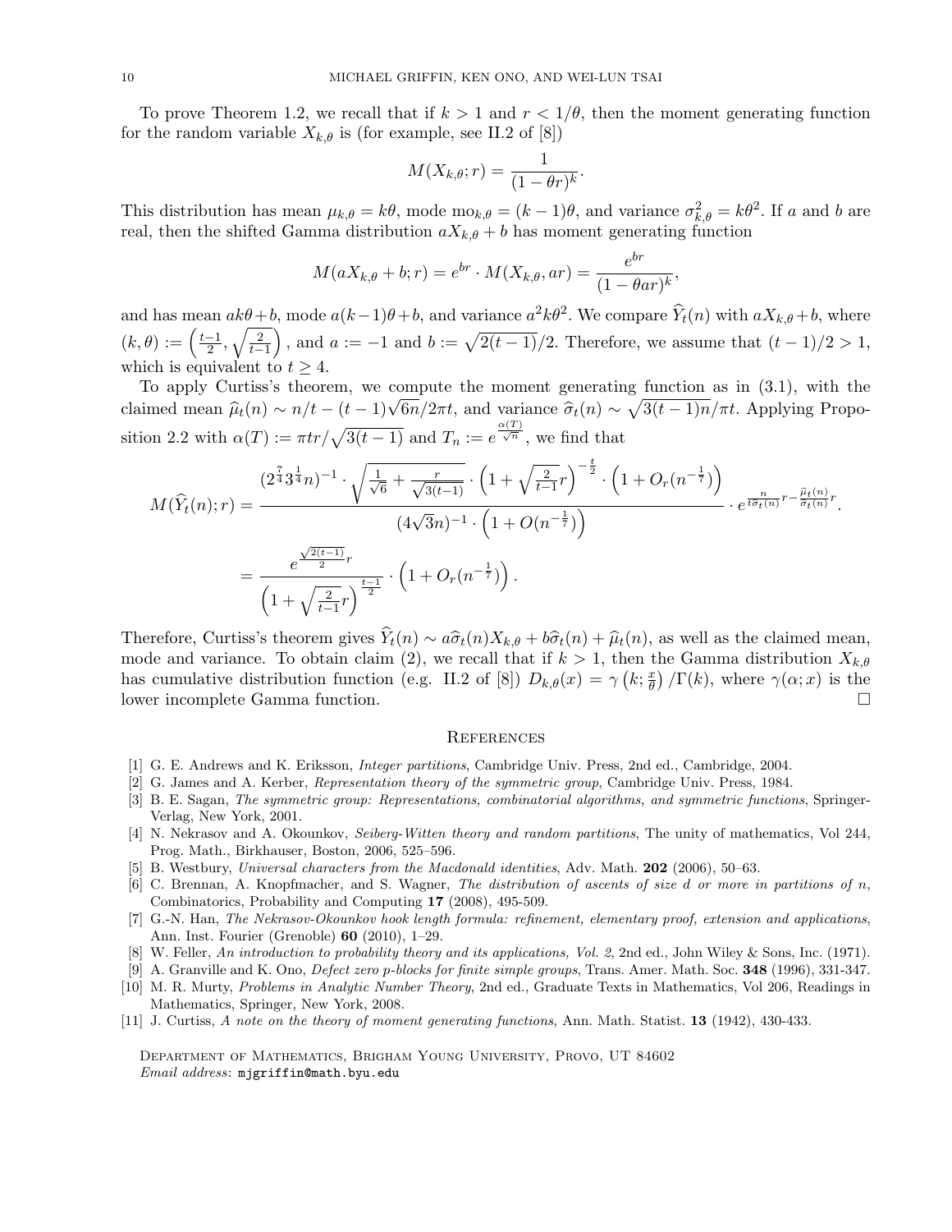To prove Theorem 1.2, we recall that if $k > 1$ and $r < 1/\theta$, then the moment generating function for the random variable $X_{k,\theta}$ is (for example, see II.2 of [8])

$$M(X_{k,\theta}; r) = \frac{1}{(1 - \theta r)^k}.$$

This distribution has mean $\mu_{k,\theta} = k\theta$, mode $\mathrm{mo}_{k,\theta} = (k-1)\theta$, and variance $\sigma_{k,\theta}^2 = k\theta^2$. If $a$ and $b$ are real, then the shifted Gamma distribution $aX_{k,\theta} + b$ has moment generating function

$$M(aX_{k,\theta} + b; r) = e^{br} \cdot M(X_{k,\theta}, ar) = \frac{e^{br}}{(1 - \theta a r)^k},$$

and has mean $ak\theta + b$, mode $a(k-1)\theta + b$, and variance $a^2 k\theta^2$. We compare $\widehat{Y}_t(n)$ with $aX_{k,\theta} + b$, where $(k, \theta) := \left(\frac{t-1}{2}, \sqrt{\frac{2}{t-1}}\right)$, and $a := -1$ and $b := \sqrt{2(t-1)}/2$. Therefore, we assume that $(t-1)/2 > 1$, which is equivalent to $t \geq 4$.

To apply Curtiss's theorem, we compute the moment generating function as in (3.1), with the claimed mean $\widehat{\mu}_t(n) \sim n/t - (t-1)\sqrt{6n}/2\pi t$, and variance $\widehat{\sigma}_t(n) \sim \sqrt{3(t-1)n}/\pi t$. Applying Proposition 2.2 with $\alpha(T) := \pi t r/\sqrt{3(t-1)}$ and $T_n := e^{\frac{\alpha(T)}{\sqrt{n}}}$, we find that

$$M(\widehat{Y}_t(n); r) = \frac{(2^{\frac{7}{4}} 3^{\frac{1}{4}} n)^{-1} \cdot \sqrt{\frac{1}{\sqrt{6}} + \frac{r}{\sqrt{3(t-1)}}} \cdot \left(1 + \sqrt{\frac{2}{t-1}} r\right)^{-\frac{t}{2}} \cdot \left(1 + O_r(n^{-\frac{1}{7}})\right)}{(4\sqrt{3}n)^{-1} \cdot \left(1 + O(n^{-\frac{1}{7}})\right)} \cdot e^{\frac{n}{t\widehat{\sigma}_t(n)} r - \frac{\widehat{\mu}_t(n)}{\widehat{\sigma}_t(n)} r}.$$

$$= \frac{e^{\frac{\sqrt{2(t-1)}}{2} r}}{\left(1 + \sqrt{\frac{2}{t-1}} r\right)^{\frac{t-1}{2}}} \cdot \left(1 + O_r(n^{-\frac{1}{7}})\right).$$

Therefore, Curtiss's theorem gives $\widehat{Y}_t(n) \sim a\widehat{\sigma}_t(n) X_{k,\theta} + b\widehat{\sigma}_t(n) + \widehat{\mu}_t(n)$, as well as the claimed mean, mode and variance. To obtain claim (2), we recall that if $k > 1$, then the Gamma distribution $X_{k,\theta}$ has cumulative distribution function (e.g. II.2 of [8]) $D_{k,\theta}(x) = \gamma\left(k; \frac{x}{\theta}\right)/\Gamma(k)$, where $\gamma(\alpha; x)$ is the lower incomplete Gamma function. $\square$

## References

[1] G. E. Andrews and K. Eriksson, *Integer partitions*, Cambridge Univ. Press, 2nd ed., Cambridge, 2004.

[2] G. James and A. Kerber, *Representation theory of the symmetric group*, Cambridge Univ. Press, 1984.

[3] B. E. Sagan, *The symmetric group: Representations, combinatorial algorithms, and symmetric functions*, Springer-Verlag, New York, 2001.

[4] N. Nekrasov and A. Okounkov, *Seiberg-Witten theory and random partitions*, The unity of mathematics, Vol 244, Prog. Math., Birkhauser, Boston, 2006, 525–596.

[5] B. Westbury, *Universal characters from the Macdonald identities*, Adv. Math. **202** (2006), 50–63.

[6] C. Brennan, A. Knopfmacher, and S. Wagner, *The distribution of ascents of size d or more in partitions of n*, Combinatorics, Probability and Computing **17** (2008), 495-509.

[7] G.-N. Han, *The Nekrasov-Okounkov hook length formula: refinement, elementary proof, extension and applications*, Ann. Inst. Fourier (Grenoble) **60** (2010), 1–29.

[8] W. Feller, *An introduction to probability theory and its applications, Vol. 2*, 2nd ed., John Wiley & Sons, Inc. (1971).

[9] A. Granville and K. Ono, *Defect zero p-blocks for finite simple groups*, Trans. Amer. Math. Soc. **348** (1996), 331-347.

[10] M. R. Murty, *Problems in Analytic Number Theory*, 2nd ed., Graduate Texts in Mathematics, Vol 206, Readings in Mathematics, Springer, New York, 2008.

[11] J. Curtiss, *A note on the theory of moment generating functions*, Ann. Math. Statist. **13** (1942), 430-433.

Department of Mathematics, Brigham Young University, Provo, UT 84602
*Email address*: mjgriffin@math.byu.edu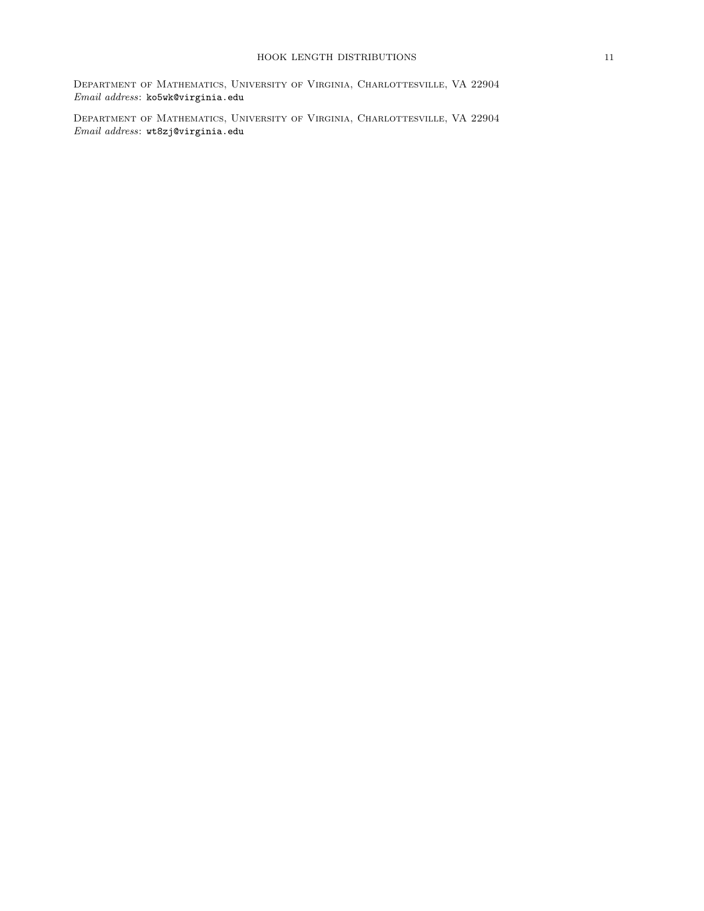Department of Mathematics, University of Virginia, Charlottesville, VA 22904
*Email address*: ko5wk@virginia.edu

Department of Mathematics, University of Virginia, Charlottesville, VA 22904
*Email address*: wt8zj@virginia.edu